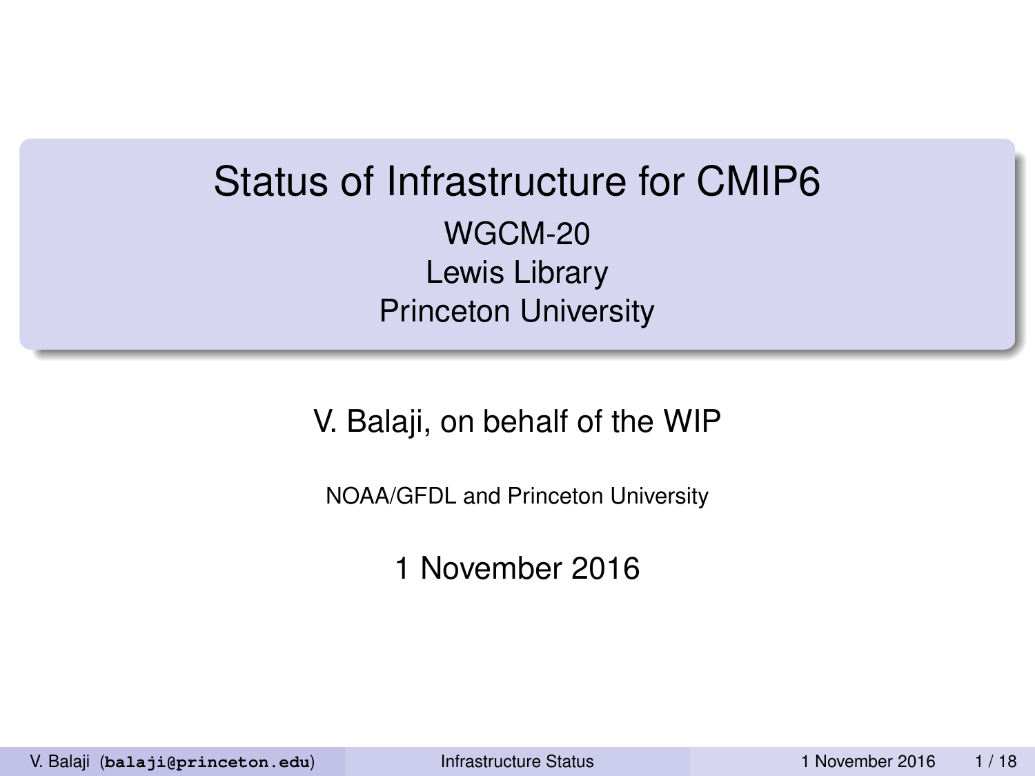# Status of Infrastructure for CMIP6

WGCM-20
Lewis Library
Princeton University

V. Balaji, on behalf of the WIP

NOAA/GFDL and Princeton University

1 November 2016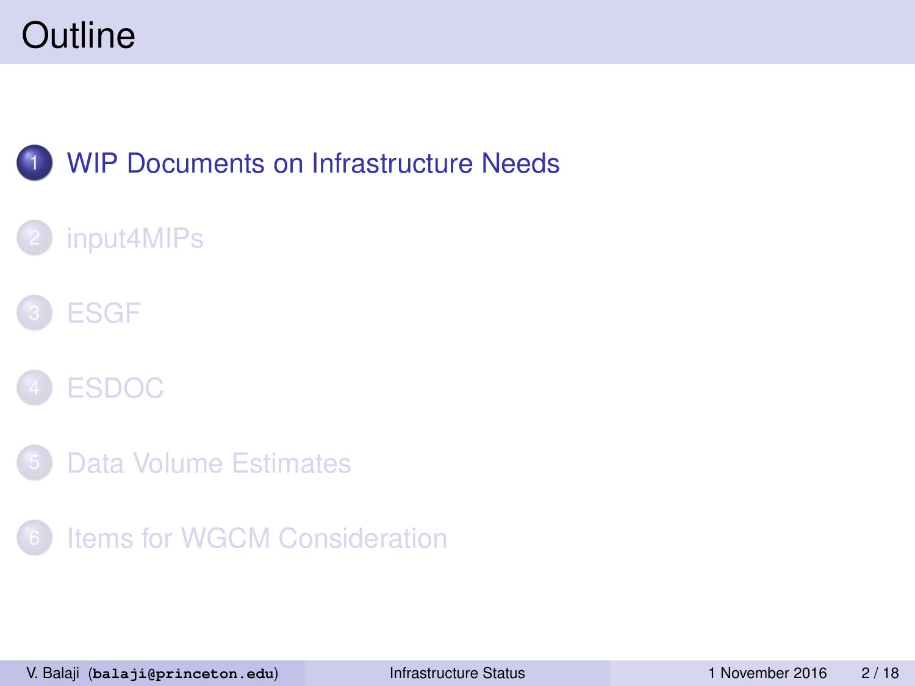# Outline

1. WIP Documents on Infrastructure Needs
2. input4MIPs
3. ESGF
4. ESDOC
5. Data Volume Estimates
6. Items for WGCM Consideration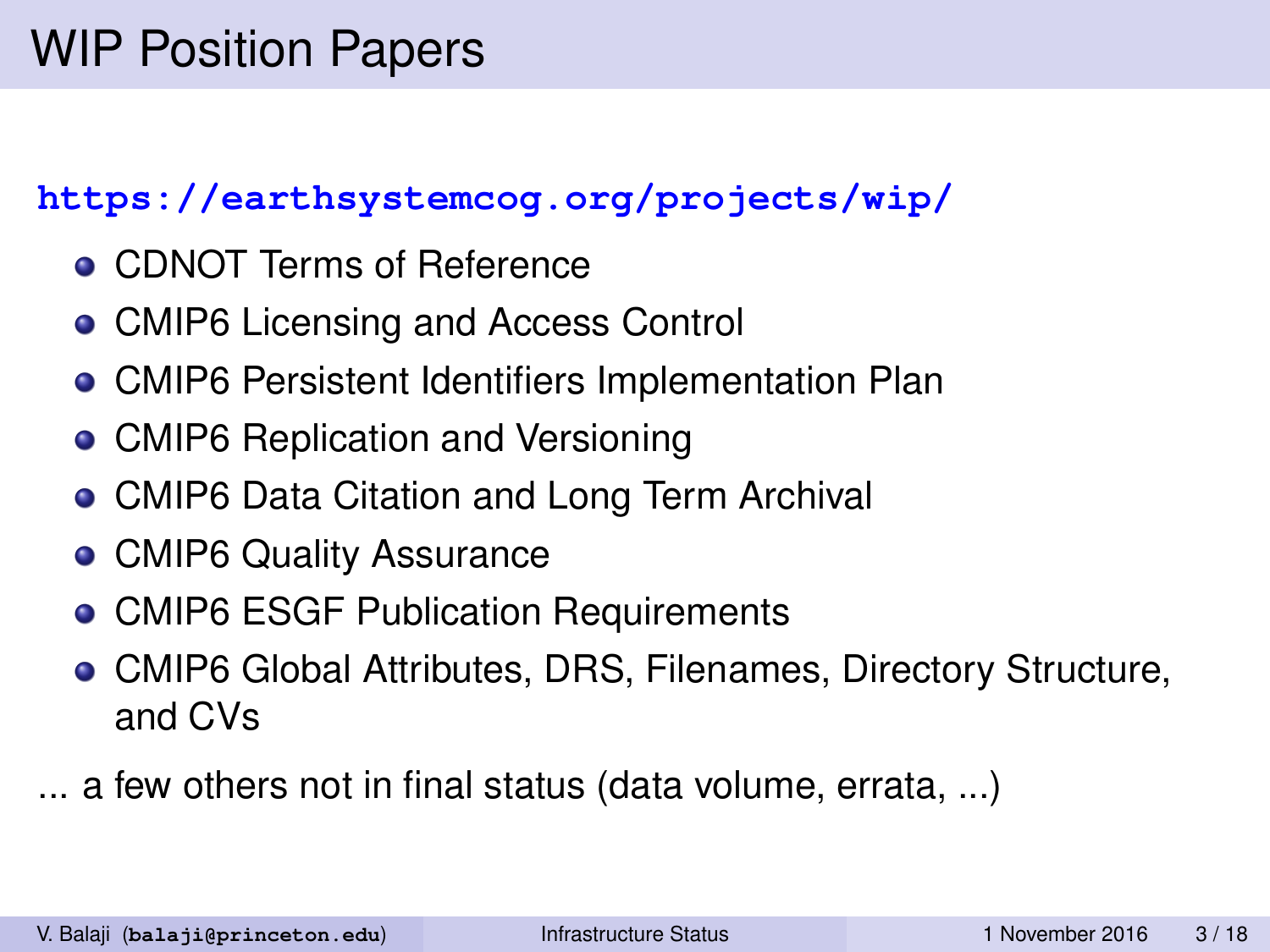# WIP Position Papers

https://earthsystemcog.org/projects/wip/

- CDNOT Terms of Reference
- CMIP6 Licensing and Access Control
- CMIP6 Persistent Identifiers Implementation Plan
- CMIP6 Replication and Versioning
- CMIP6 Data Citation and Long Term Archival
- CMIP6 Quality Assurance
- CMIP6 ESGF Publication Requirements
- CMIP6 Global Attributes, DRS, Filenames, Directory Structure, and CVs

... a few others not in final status (data volume, errata, ...)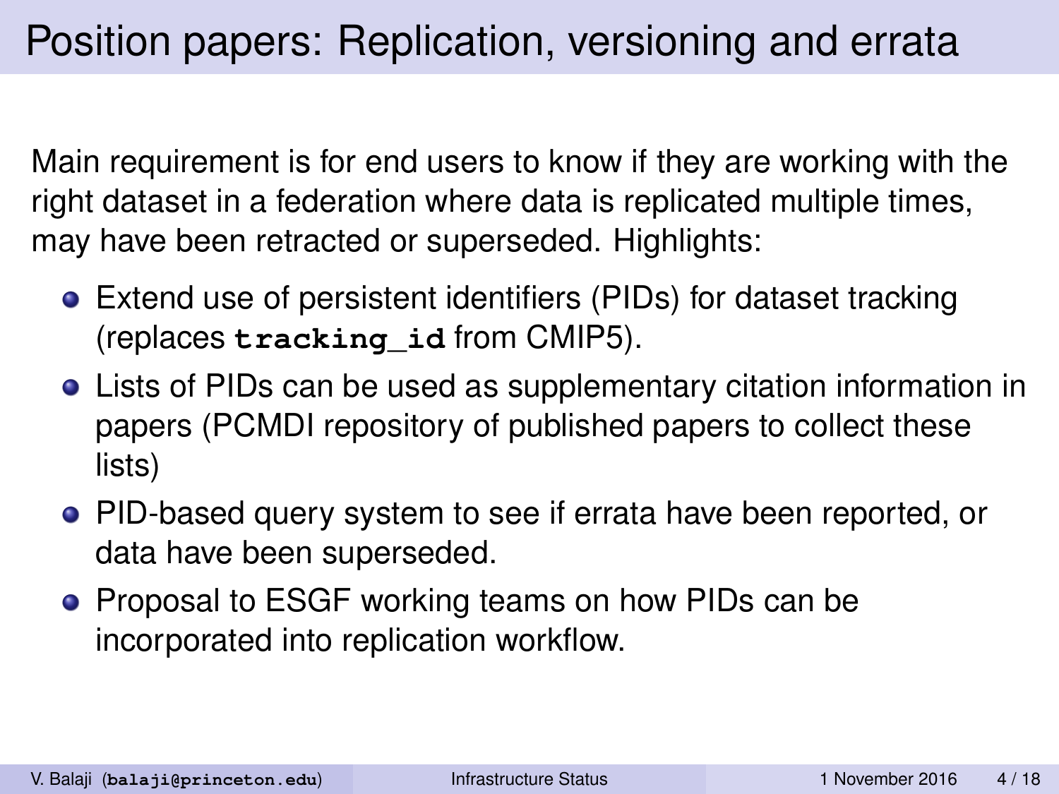# Position papers: Replication, versioning and errata

Main requirement is for end users to know if they are working with the right dataset in a federation where data is replicated multiple times, may have been retracted or superseded. Highlights:

- Extend use of persistent identifiers (PIDs) for dataset tracking (replaces `tracking_id` from CMIP5).
- Lists of PIDs can be used as supplementary citation information in papers (PCMDI repository of published papers to collect these lists)
- PID-based query system to see if errata have been reported, or data have been superseded.
- Proposal to ESGF working teams on how PIDs can be incorporated into replication workflow.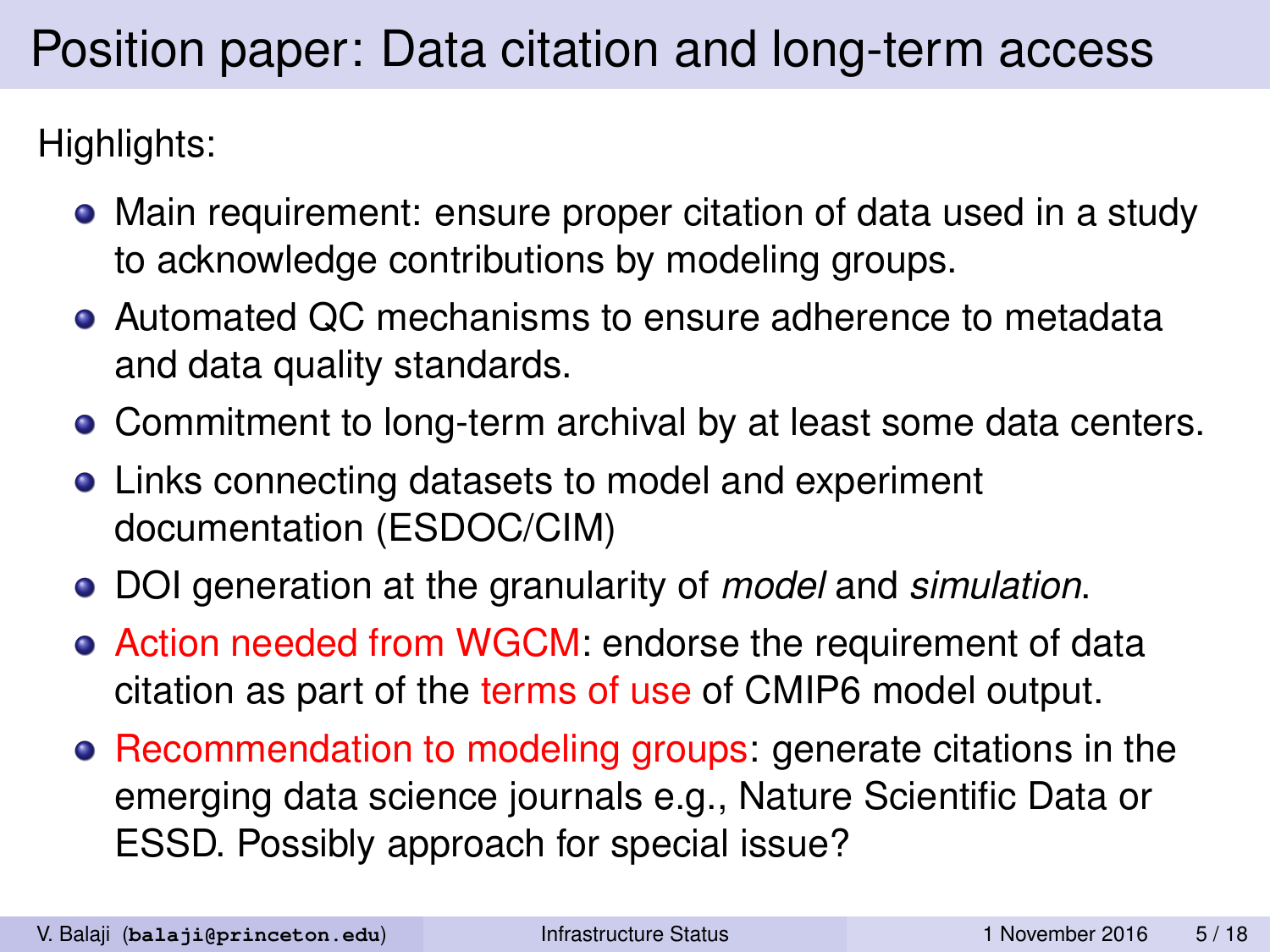# Position paper: Data citation and long-term access

Highlights:

- Main requirement: ensure proper citation of data used in a study to acknowledge contributions by modeling groups.
- Automated QC mechanisms to ensure adherence to metadata and data quality standards.
- Commitment to long-term archival by at least some data centers.
- Links connecting datasets to model and experiment documentation (ESDOC/CIM)
- DOI generation at the granularity of *model* and *simulation*.
- Action needed from WGCM: endorse the requirement of data citation as part of the terms of use of CMIP6 model output.
- Recommendation to modeling groups: generate citations in the emerging data science journals e.g., Nature Scientific Data or ESSD. Possibly approach for special issue?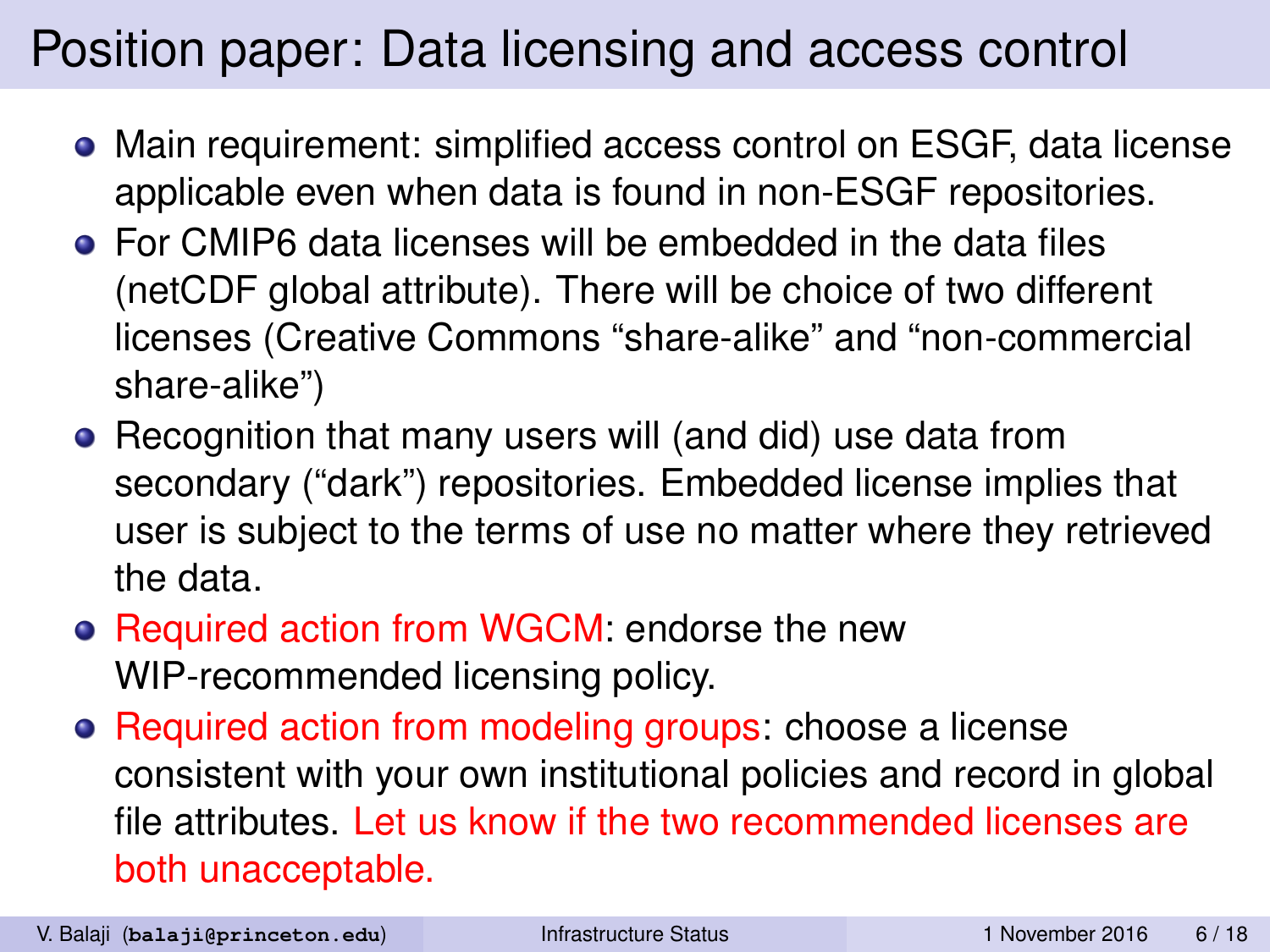# Position paper: Data licensing and access control

- Main requirement: simplified access control on ESGF, data license applicable even when data is found in non-ESGF repositories.
- For CMIP6 data licenses will be embedded in the data files (netCDF global attribute). There will be choice of two different licenses (Creative Commons "share-alike" and "non-commercial share-alike")
- Recognition that many users will (and did) use data from secondary ("dark") repositories. Embedded license implies that user is subject to the terms of use no matter where they retrieved the data.
- Required action from WGCM: endorse the new WIP-recommended licensing policy.
- Required action from modeling groups: choose a license consistent with your own institutional policies and record in global file attributes. Let us know if the two recommended licenses are both unacceptable.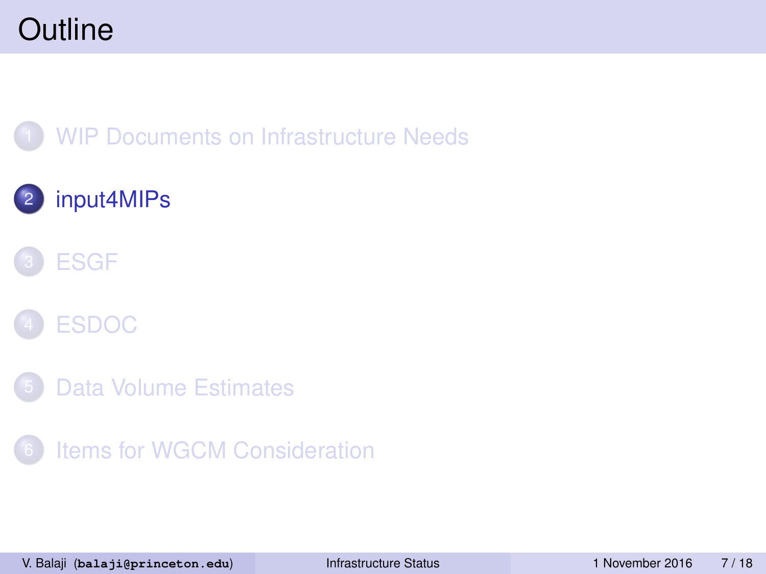# Outline

1. WIP Documents on Infrastructure Needs
2. input4MIPs
3. ESGF
4. ESDOC
5. Data Volume Estimates
6. Items for WGCM Consideration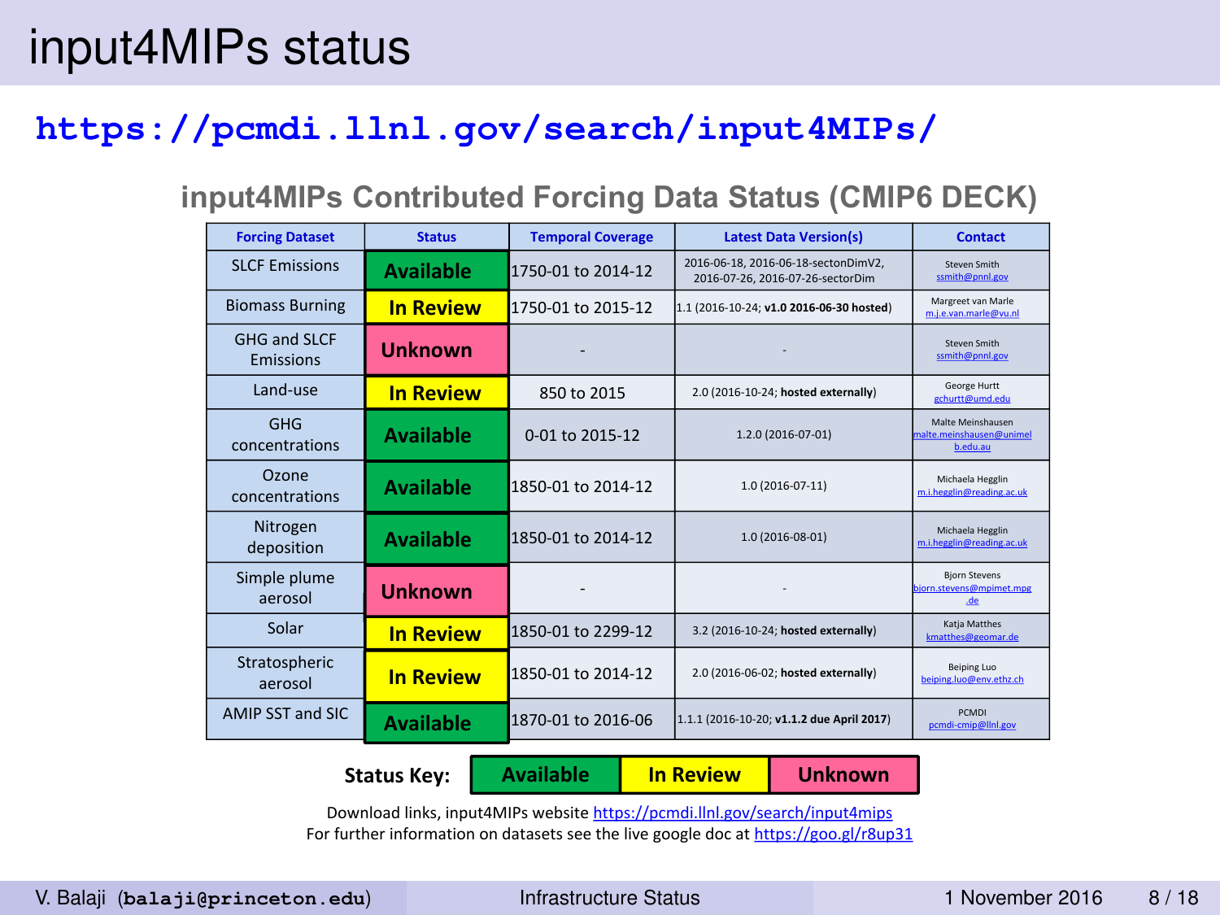# input4MIPs status

**https://pcmdi.llnl.gov/search/input4MIPs/**

## input4MIPs Contributed Forcing Data Status (CMIP6 DECK)

| Forcing Dataset | Status | Temporal Coverage | Latest Data Version(s) | Contact |
|---|---|---|---|---|
| SLCF Emissions | Available | 1750-01 to 2014-12 | 2016-06-18, 2016-06-18-sectonDimV2, 2016-07-26, 2016-07-26-sectorDim | Steven Smith ssmith@pnnl.gov |
| Biomass Burning | In Review | 1750-01 to 2015-12 | 1.1 (2016-10-24; **v1.0 2016-06-30 hosted**) | Margreet van Marle m.j.e.van.marle@vu.nl |
| GHG and SLCF Emissions | Unknown | - | - | Steven Smith ssmith@pnnl.gov |
| Land-use | In Review | 850 to 2015 | 2.0 (2016-10-24; **hosted externally**) | George Hurtt gchurtt@umd.edu |
| GHG concentrations | Available | 0-01 to 2015-12 | 1.2.0 (2016-07-01) | Malte Meinshausen malte.meinshausen@unimelb.edu.au |
| Ozone concentrations | Available | 1850-01 to 2014-12 | 1.0 (2016-07-11) | Michaela Hegglin m.i.hegglin@reading.ac.uk |
| Nitrogen deposition | Available | 1850-01 to 2014-12 | 1.0 (2016-08-01) | Michaela Hegglin m.i.hegglin@reading.ac.uk |
| Simple plume aerosol | Unknown | - | - | Bjorn Stevens bjorn.stevens@mpimet.mpg.de |
| Solar | In Review | 1850-01 to 2299-12 | 3.2 (2016-10-24; **hosted externally**) | Katja Matthes kmatthes@geomar.de |
| Stratospheric aerosol | In Review | 1850-01 to 2014-12 | 2.0 (2016-06-02; **hosted externally**) | Beiping Luo beiping.luo@env.ethz.ch |
| AMIP SST and SIC | Available | 1870-01 to 2016-06 | 1.1.1 (2016-10-20; **v1.1.2 due April 2017**) | PCMDI pcmdi-cmip@llnl.gov |

**Status Key:** Available | In Review | Unknown

Download links, input4MIPs website https://pcmdi.llnl.gov/search/input4mips

For further information on datasets see the live google doc at https://goo.gl/r8up31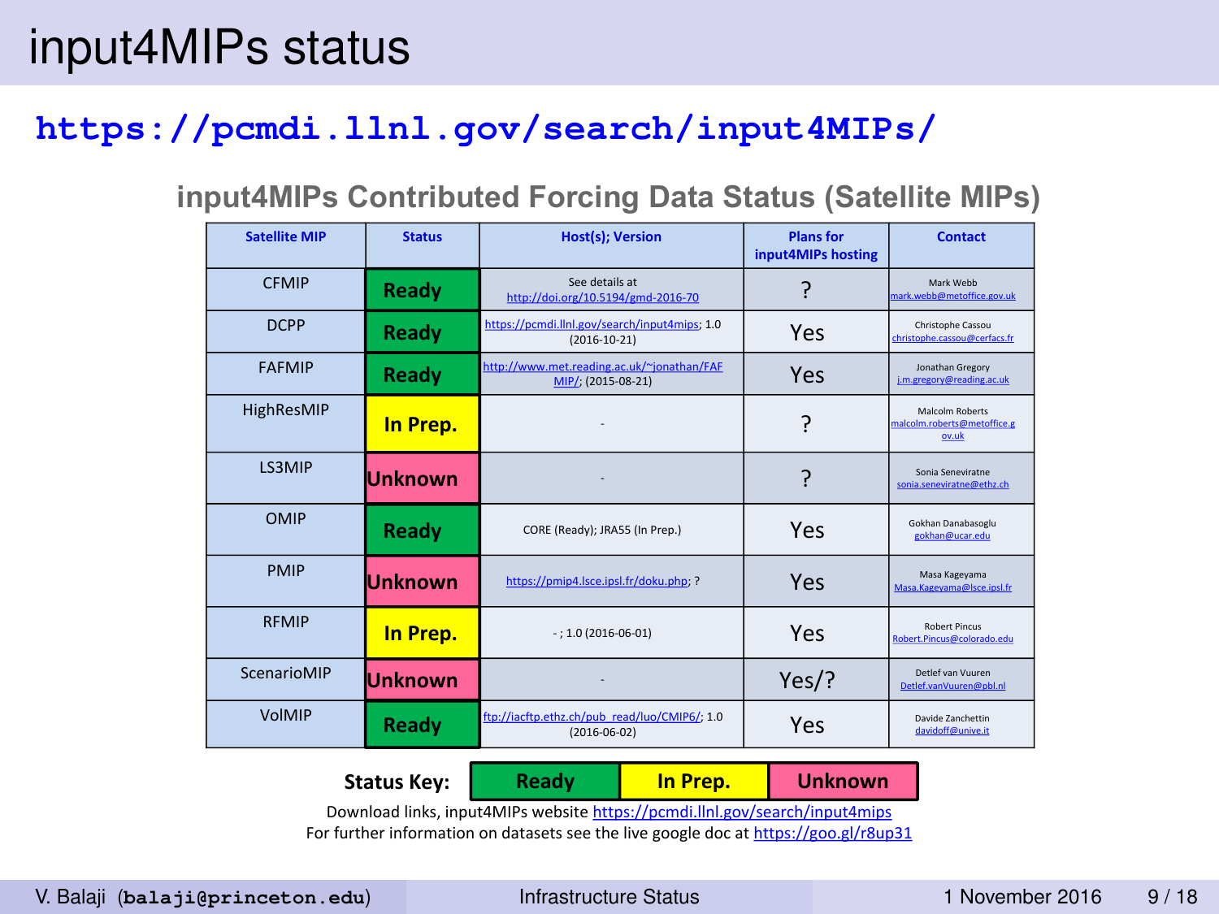# input4MIPs status

**https://pcmdi.llnl.gov/search/input4MIPs/**

## input4MIPs Contributed Forcing Data Status (Satellite MIPs)

| Satellite MIP | Status | Host(s); Version | Plans for input4MIPs hosting | Contact |
|---|---|---|---|---|
| CFMIP | Ready | See details at http://doi.org/10.5194/gmd-2016-70 | ? | Mark Webb mark.webb@metoffice.gov.uk |
| DCPP | Ready | https://pcmdi.llnl.gov/search/input4mips; 1.0 (2016-10-21) | Yes | Christophe Cassou christophe.cassou@cerfacs.fr |
| FAFMIP | Ready | http://www.met.reading.ac.uk/~jonathan/FAFMIP/; (2015-08-21) | Yes | Jonathan Gregory j.m.gregory@reading.ac.uk |
| HighResMIP | In Prep. | - | ? | Malcolm Roberts malcolm.roberts@metoffice.gov.uk |
| LS3MIP | Unknown | - | ? | Sonia Seneviratne sonia.seneviratne@ethz.ch |
| OMIP | Ready | CORE (Ready); JRA55 (In Prep.) | Yes | Gokhan Danabasoglu gokhan@ucar.edu |
| PMIP | Unknown | https://pmip4.lsce.ipsl.fr/doku.php; ? | Yes | Masa Kageyama Masa.Kageyama@lsce.ipsl.fr |
| RFMIP | In Prep. | - ; 1.0 (2016-06-01) | Yes | Robert Pincus Robert.Pincus@colorado.edu |
| ScenarioMIP | Unknown | - | Yes/? | Detlef van Vuuren Detlef.vanVuuren@pbl.nl |
| VolMIP | Ready | ftp://iacftp.ethz.ch/pub_read/luo/CMIP6/; 1.0 (2016-06-02) | Yes | Davide Zanchettin davidoff@unive.it |

**Status Key:** Ready | In Prep. | Unknown

Download links, input4MIPs website https://pcmdi.llnl.gov/search/input4mips

For further information on datasets see the live google doc at https://goo.gl/r8up31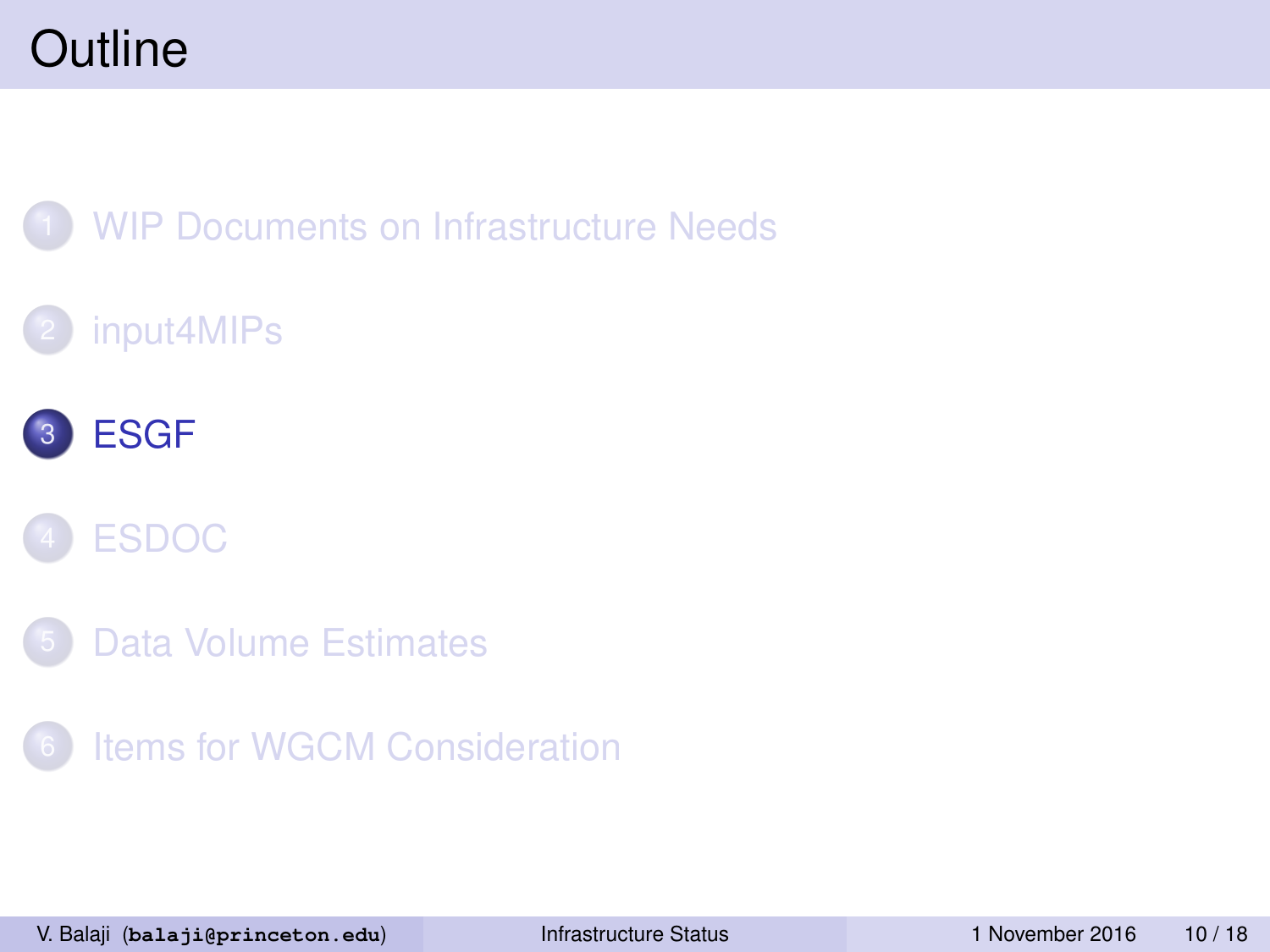# Outline

1. WIP Documents on Infrastructure Needs
2. input4MIPs
3. **ESGF**
4. ESDOC
5. Data Volume Estimates
6. Items for WGCM Consideration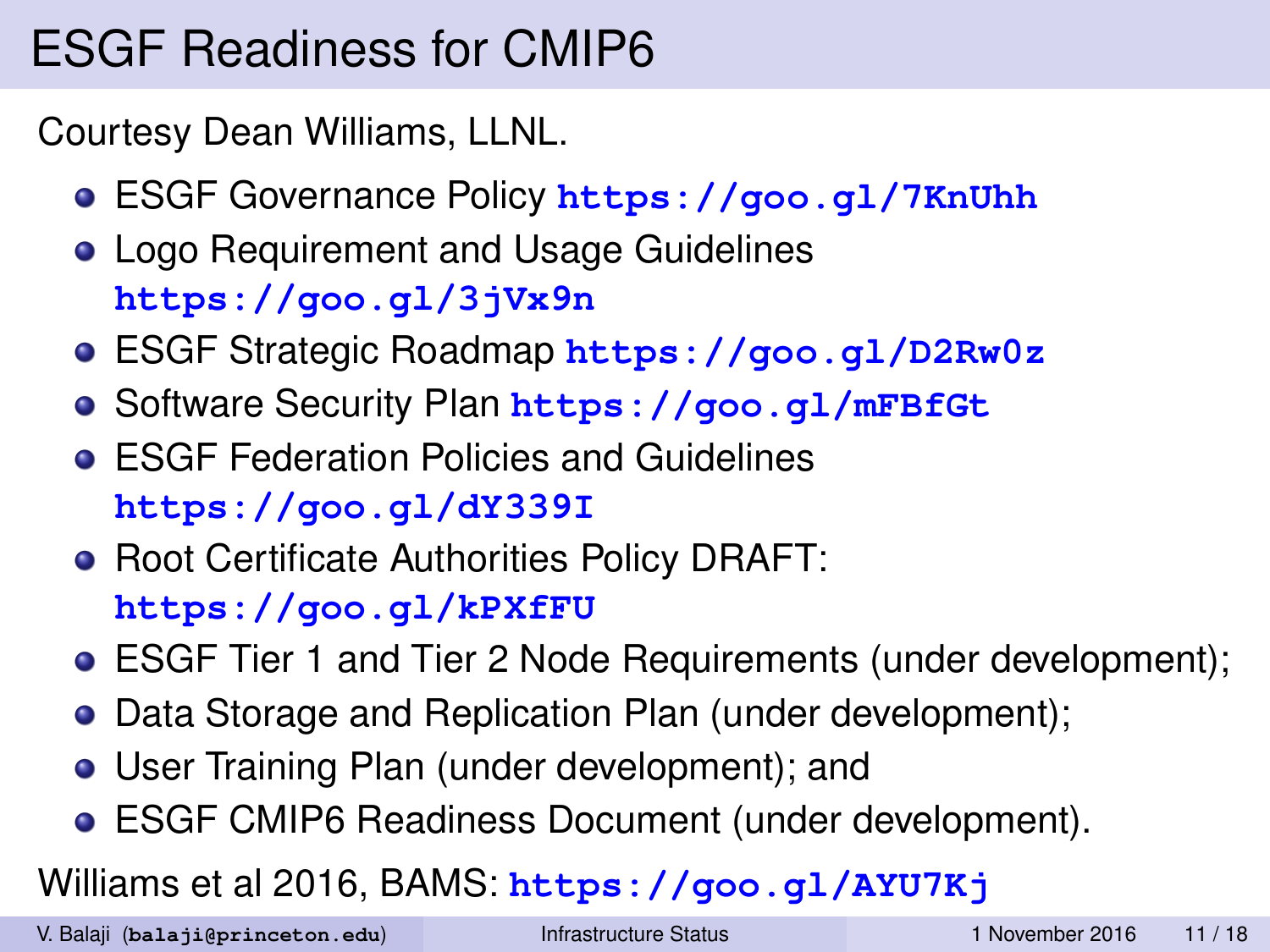# ESGF Readiness for CMIP6

Courtesy Dean Williams, LLNL.

- ESGF Governance Policy **https://goo.gl/7KnUhh**
- Logo Requirement and Usage Guidelines **https://goo.gl/3jVx9n**
- ESGF Strategic Roadmap **https://goo.gl/D2Rw0z**
- Software Security Plan **https://goo.gl/mFBfGt**
- ESGF Federation Policies and Guidelines **https://goo.gl/dY339I**
- Root Certificate Authorities Policy DRAFT: **https://goo.gl/kPXfFU**
- ESGF Tier 1 and Tier 2 Node Requirements (under development);
- Data Storage and Replication Plan (under development);
- User Training Plan (under development); and
- ESGF CMIP6 Readiness Document (under development).

Williams et al 2016, BAMS: **https://goo.gl/AYU7Kj**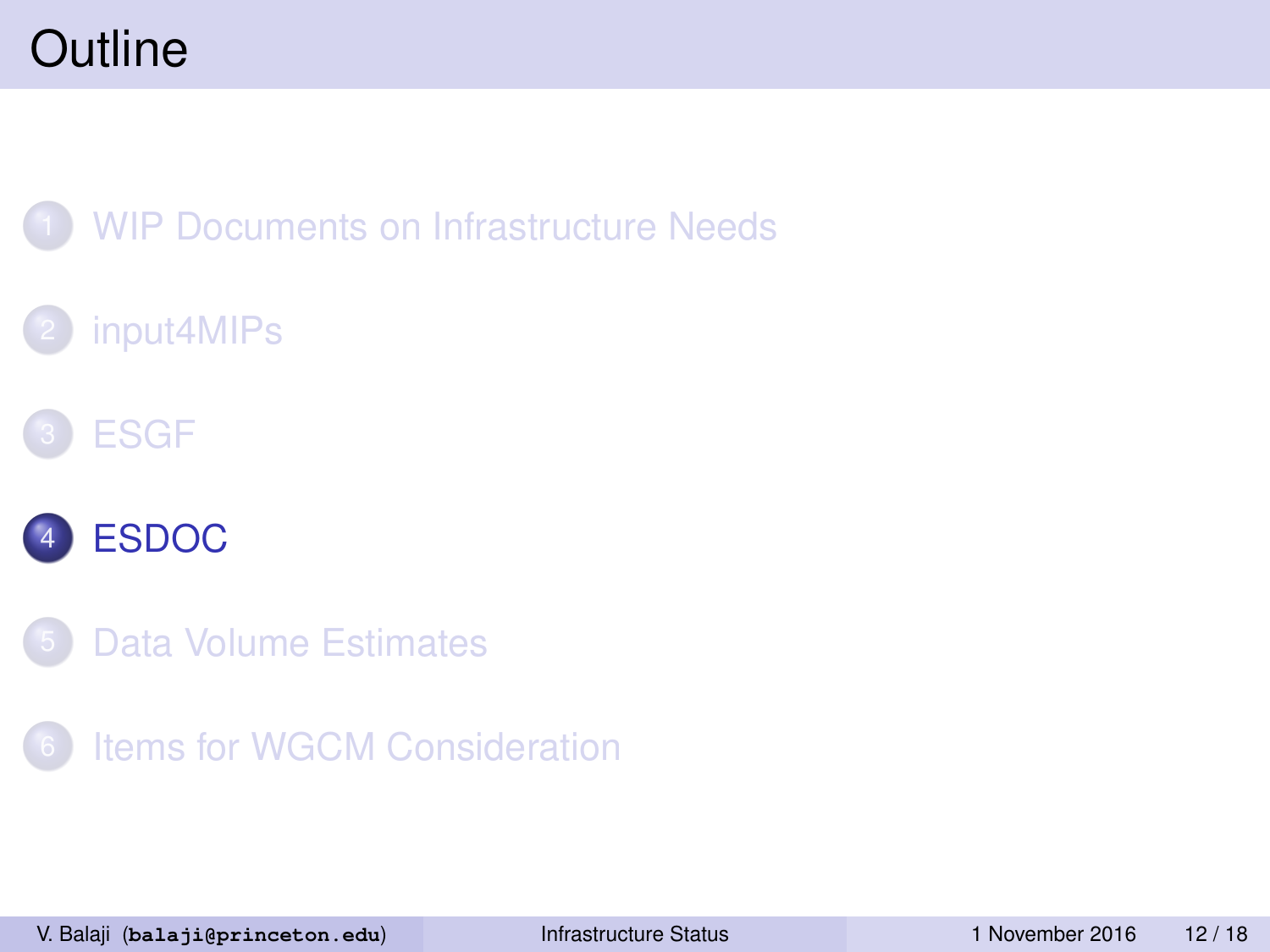# Outline

1. WIP Documents on Infrastructure Needs
2. input4MIPs
3. ESGF
4. **ESDOC**
5. Data Volume Estimates
6. Items for WGCM Consideration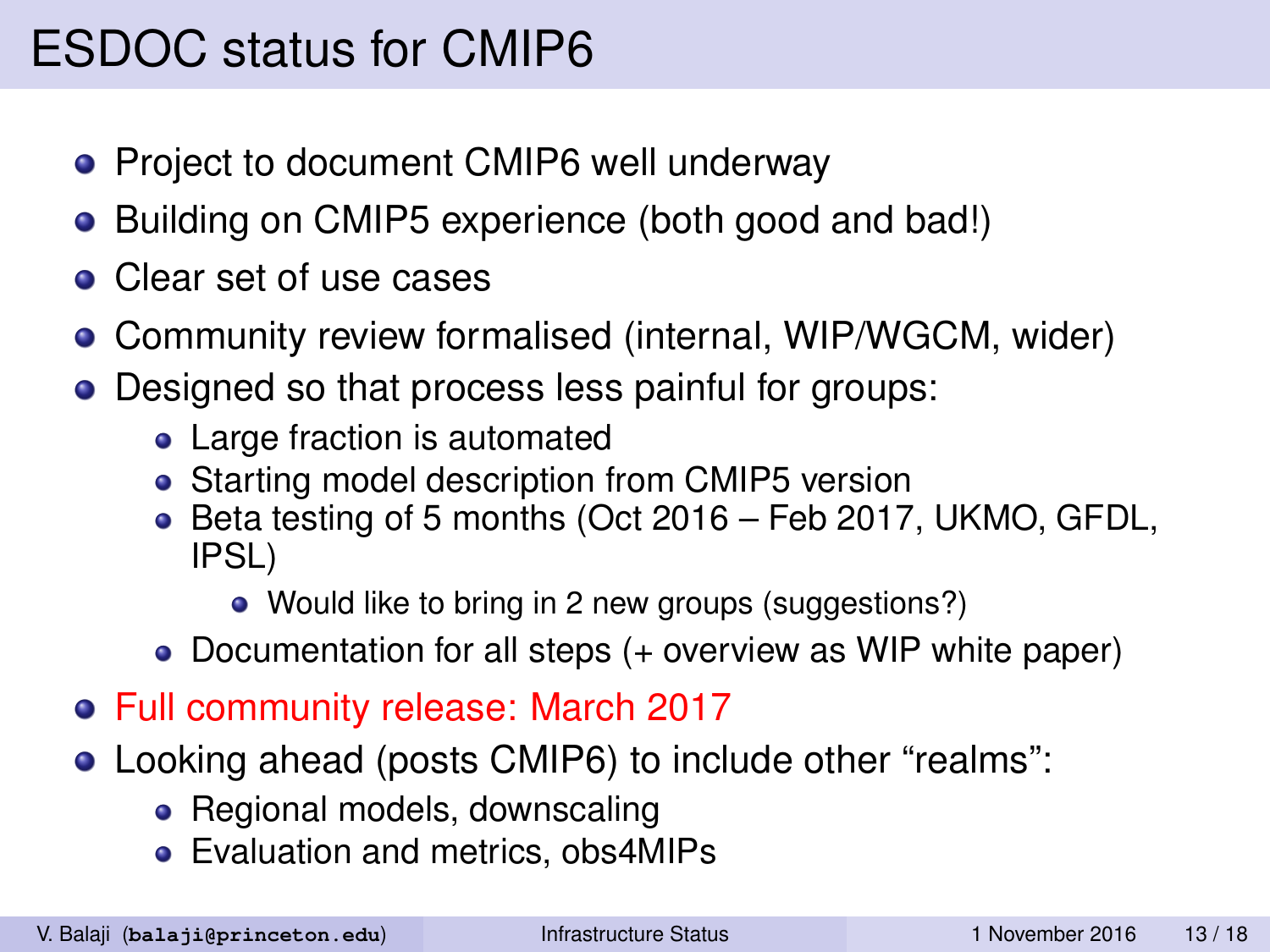# ESDOC status for CMIP6

- Project to document CMIP6 well underway
- Building on CMIP5 experience (both good and bad!)
- Clear set of use cases
- Community review formalised (internal, WIP/WGCM, wider)
- Designed so that process less painful for groups:
  - Large fraction is automated
  - Starting model description from CMIP5 version
  - Beta testing of 5 months (Oct 2016 – Feb 2017, UKMO, GFDL, IPSL)
    - Would like to bring in 2 new groups (suggestions?)
  - Documentation for all steps (+ overview as WIP white paper)
- Full community release: March 2017
- Looking ahead (posts CMIP6) to include other “realms”:
  - Regional models, downscaling
  - Evaluation and metrics, obs4MIPs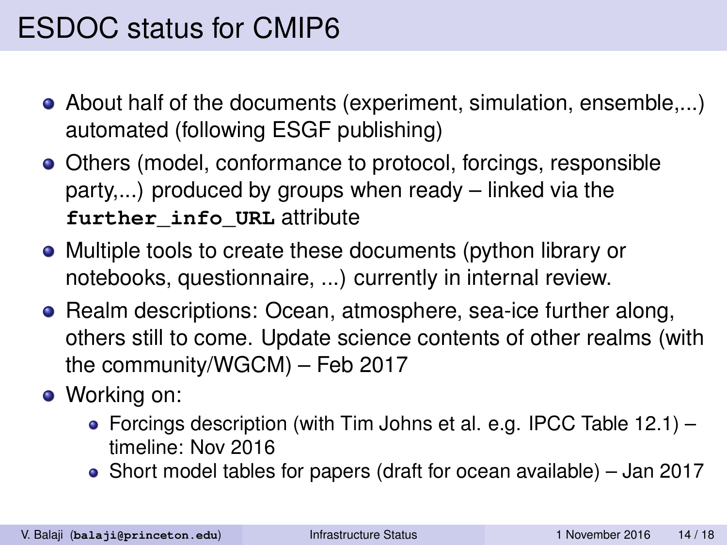# ESDOC status for CMIP6

- About half of the documents (experiment, simulation, ensemble,...) automated (following ESGF publishing)
- Others (model, conformance to protocol, forcings, responsible party,...) produced by groups when ready – linked via the `further_info_URL` attribute
- Multiple tools to create these documents (python library or notebooks, questionnaire, ...) currently in internal review.
- Realm descriptions: Ocean, atmosphere, sea-ice further along, others still to come. Update science contents of other realms (with the community/WGCM) – Feb 2017
- Working on:
  - Forcings description (with Tim Johns et al. e.g. IPCC Table 12.1) – timeline: Nov 2016
  - Short model tables for papers (draft for ocean available) – Jan 2017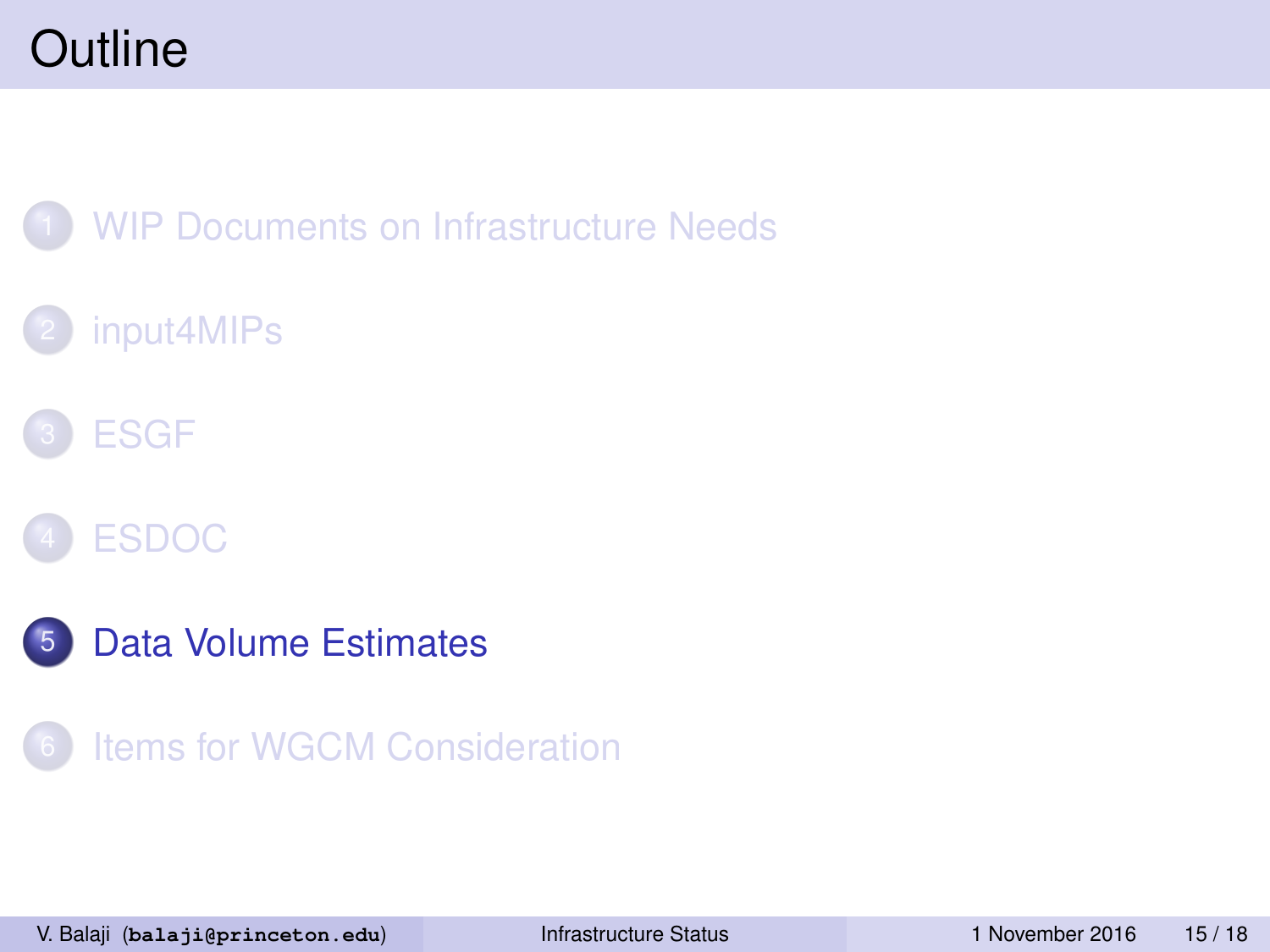# Outline

1. WIP Documents on Infrastructure Needs
2. input4MIPs
3. ESGF
4. ESDOC
5. **Data Volume Estimates**
6. Items for WGCM Consideration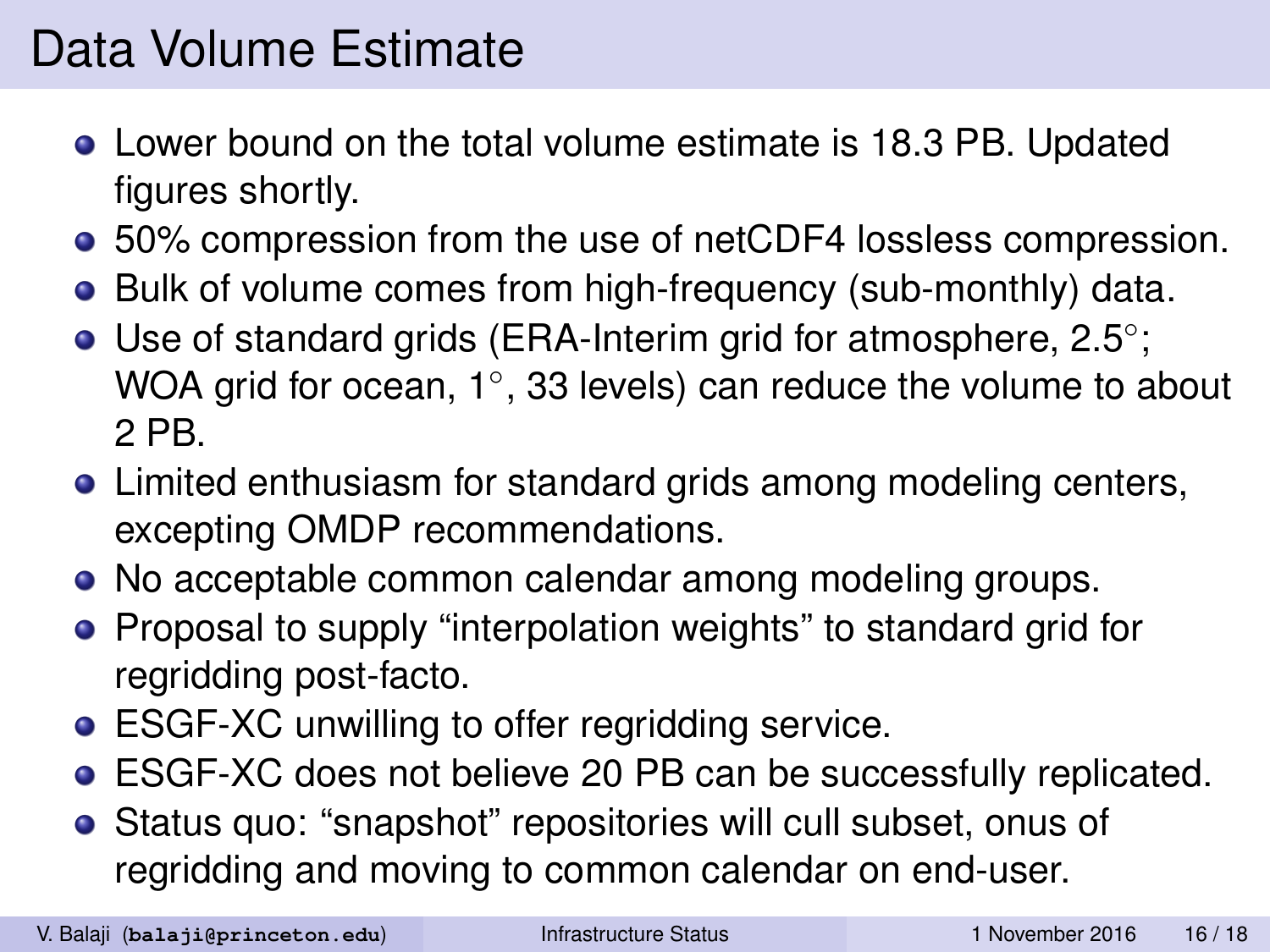# Data Volume Estimate

- Lower bound on the total volume estimate is 18.3 PB. Updated figures shortly.
- 50% compression from the use of netCDF4 lossless compression.
- Bulk of volume comes from high-frequency (sub-monthly) data.
- Use of standard grids (ERA-Interim grid for atmosphere, 2.5°; WOA grid for ocean, 1°, 33 levels) can reduce the volume to about 2 PB.
- Limited enthusiasm for standard grids among modeling centers, excepting OMDP recommendations.
- No acceptable common calendar among modeling groups.
- Proposal to supply "interpolation weights" to standard grid for regridding post-facto.
- ESGF-XC unwilling to offer regridding service.
- ESGF-XC does not believe 20 PB can be successfully replicated.
- Status quo: "snapshot" repositories will cull subset, onus of regridding and moving to common calendar on end-user.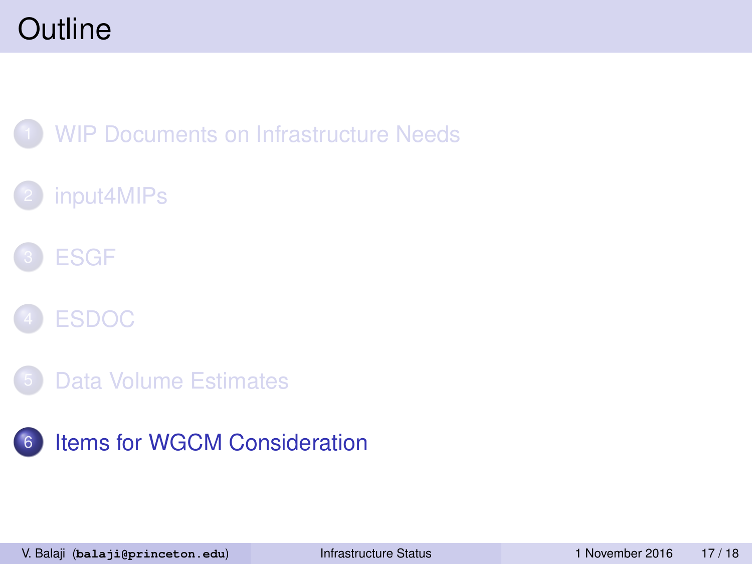# Outline

1. WIP Documents on Infrastructure Needs
2. input4MIPs
3. ESGF
4. ESDOC
5. Data Volume Estimates
6. Items for WGCM Consideration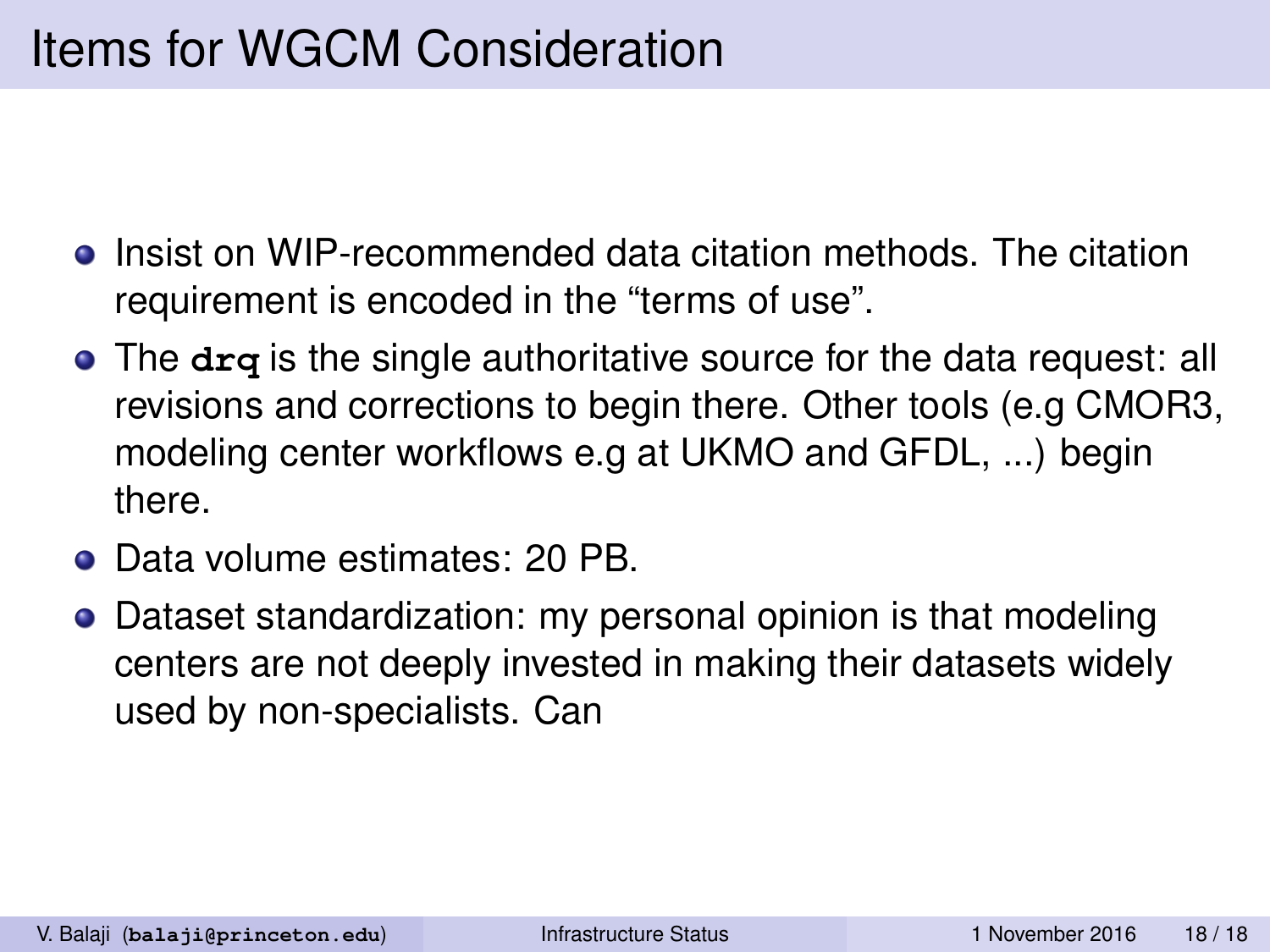# Items for WGCM Consideration

- Insist on WIP-recommended data citation methods. The citation requirement is encoded in the “terms of use”.
- The **`drq`** is the single authoritative source for the data request: all revisions and corrections to begin there. Other tools (e.g CMOR3, modeling center workflows e.g at UKMO and GFDL, ...) begin there.
- Data volume estimates: 20 PB.
- Dataset standardization: my personal opinion is that modeling centers are not deeply invested in making their datasets widely used by non-specialists. Can